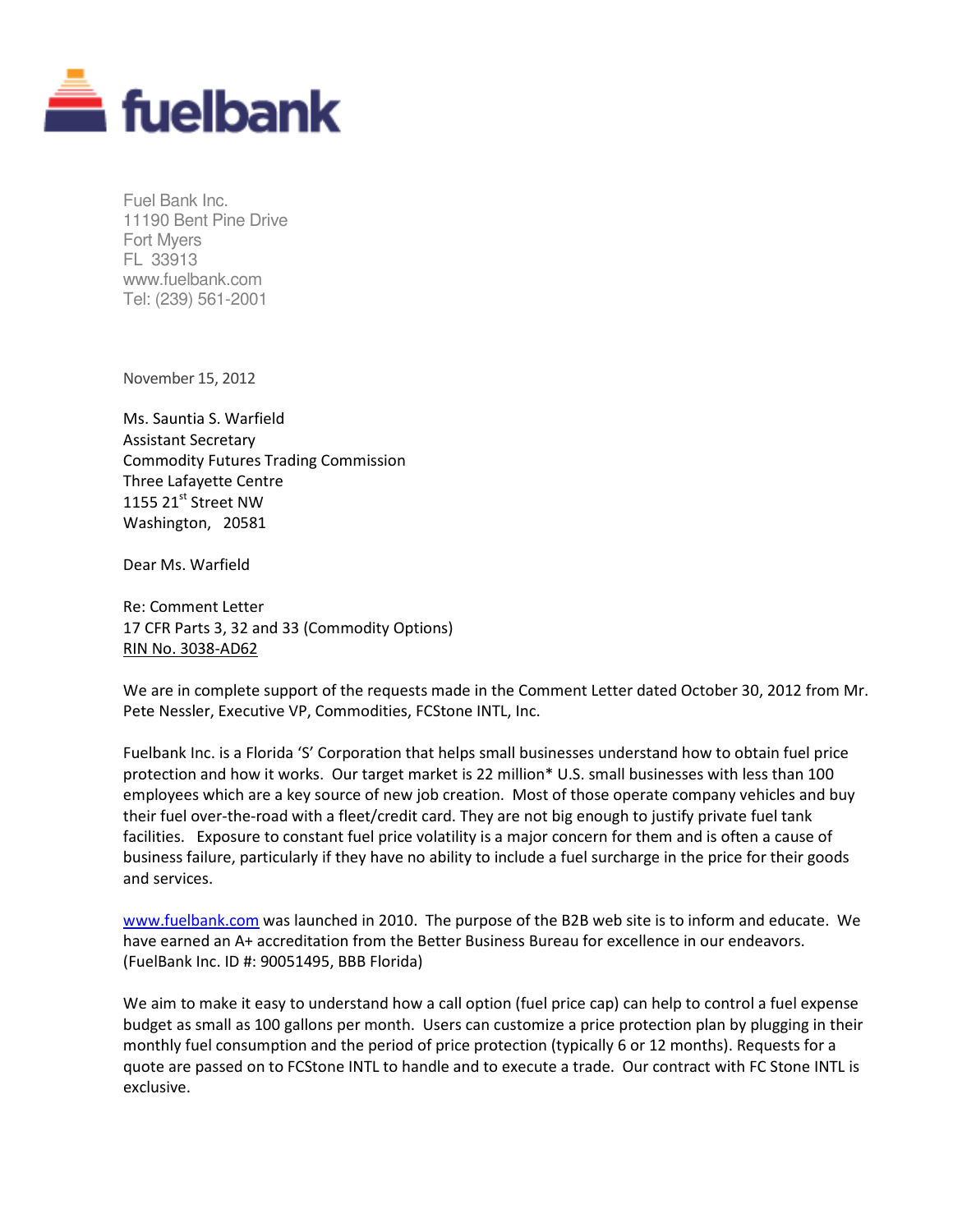# fuelbank

Fuel Bank Inc.
11190 Bent Pine Drive
Fort Myers
FL 33913
www.fuelbank.com
Tel: (239) 561-2001

November 15, 2012

Ms. Sauntia S. Warfield
Assistant Secretary
Commodity Futures Trading Commission
Three Lafayette Centre
1155 21st Street NW
Washington, 20581

Dear Ms. Warfield

Re: Comment Letter
17 CFR Parts 3, 32 and 33 (Commodity Options)
RIN No. 3038-AD62

We are in complete support of the requests made in the Comment Letter dated October 30, 2012 from Mr. Pete Nessler, Executive VP, Commodities, FCStone INTL, Inc.

Fuelbank Inc. is a Florida 'S' Corporation that helps small businesses understand how to obtain fuel price protection and how it works. Our target market is 22 million* U.S. small businesses with less than 100 employees which are a key source of new job creation. Most of those operate company vehicles and buy their fuel over-the-road with a fleet/credit card. They are not big enough to justify private fuel tank facilities. Exposure to constant fuel price volatility is a major concern for them and is often a cause of business failure, particularly if they have no ability to include a fuel surcharge in the price for their goods and services.

www.fuelbank.com was launched in 2010. The purpose of the B2B web site is to inform and educate. We have earned an A+ accreditation from the Better Business Bureau for excellence in our endeavors. (FuelBank Inc. ID #: 90051495, BBB Florida)

We aim to make it easy to understand how a call option (fuel price cap) can help to control a fuel expense budget as small as 100 gallons per month. Users can customize a price protection plan by plugging in their monthly fuel consumption and the period of price protection (typically 6 or 12 months). Requests for a quote are passed on to FCStone INTL to handle and to execute a trade. Our contract with FC Stone INTL is exclusive.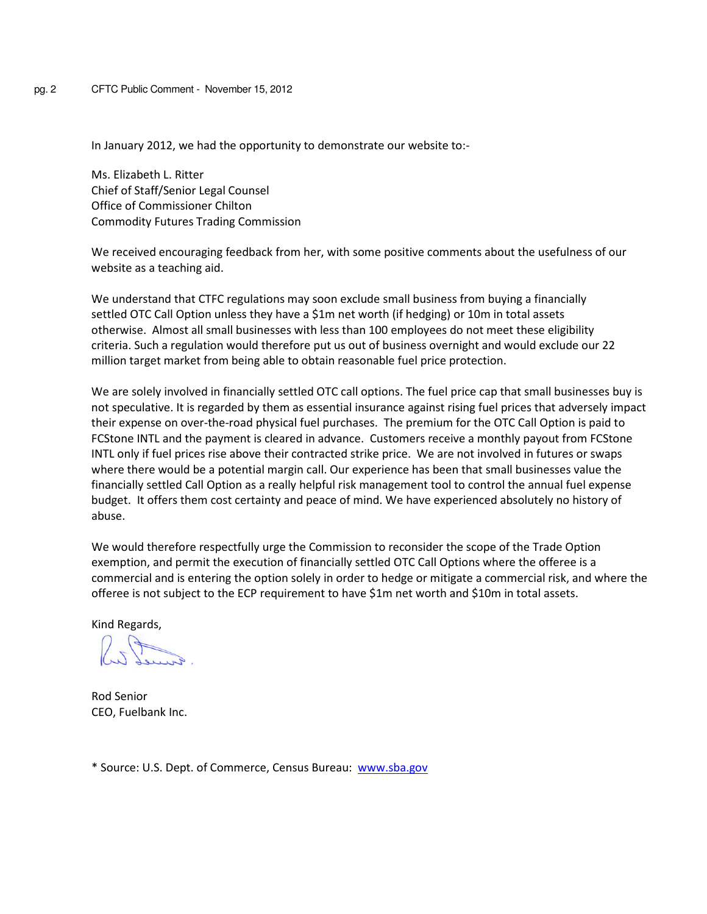In January 2012, we had the opportunity to demonstrate our website to:-

Ms. Elizabeth L. Ritter
Chief of Staff/Senior Legal Counsel
Office of Commissioner Chilton
Commodity Futures Trading Commission

We received encouraging feedback from her, with some positive comments about the usefulness of our website as a teaching aid.

We understand that CTFC regulations may soon exclude small business from buying a financially settled OTC Call Option unless they have a $1m net worth (if hedging) or 10m in total assets otherwise. Almost all small businesses with less than 100 employees do not meet these eligibility criteria. Such a regulation would therefore put us out of business overnight and would exclude our 22 million target market from being able to obtain reasonable fuel price protection.

We are solely involved in financially settled OTC call options. The fuel price cap that small businesses buy is not speculative. It is regarded by them as essential insurance against rising fuel prices that adversely impact their expense on over-the-road physical fuel purchases. The premium for the OTC Call Option is paid to FCStone INTL and the payment is cleared in advance. Customers receive a monthly payout from FCStone INTL only if fuel prices rise above their contracted strike price. We are not involved in futures or swaps where there would be a potential margin call. Our experience has been that small businesses value the financially settled Call Option as a really helpful risk management tool to control the annual fuel expense budget. It offers them cost certainty and peace of mind. We have experienced absolutely no history of abuse.

We would therefore respectfully urge the Commission to reconsider the scope of the Trade Option exemption, and permit the execution of financially settled OTC Call Options where the offeree is a commercial and is entering the option solely in order to hedge or mitigate a commercial risk, and where the offeree is not subject to the ECP requirement to have $1m net worth and $10m in total assets.

Kind Regards,

Rod Senior
CEO, Fuelbank Inc.

* Source: U.S. Dept. of Commerce, Census Bureau: www.sba.gov